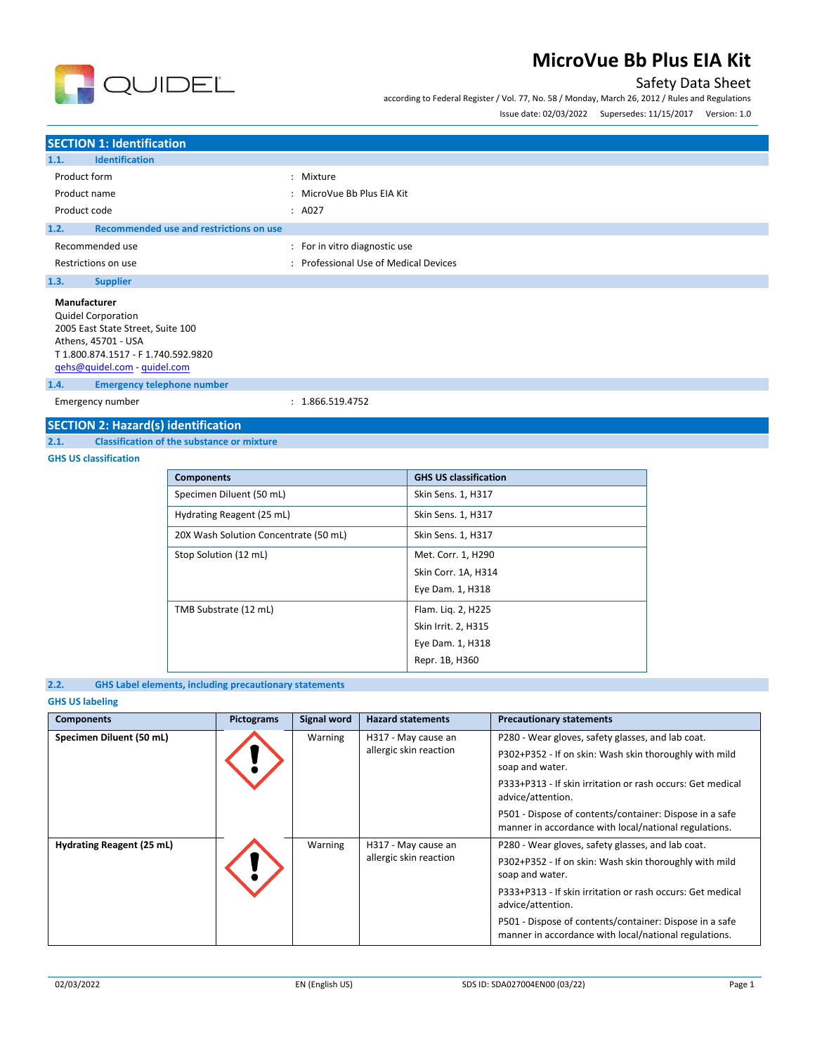# MicroVue Bb Plus EIA Kit

Safety Data Sheet

according to Federal Register / Vol. 77, No. 58 / Monday, March 26, 2012 / Rules and Regulations

Issue date: 02/03/2022 Supersedes: 11/15/2017 Version: 1.0

## SECTION 1: Identification

### 1.1. Identification

Product form : Mixture

Product name : MicroVue Bb Plus EIA Kit

Product code : A027

### 1.2. Recommended use and restrictions on use

Recommended use : For in vitro diagnostic use

Restrictions on use : Professional Use of Medical Devices

### 1.3. Supplier

**Manufacturer**
Quidel Corporation
2005 East State Street, Suite 100
Athens, 45701 - USA
T 1.800.874.1517 - F 1.740.592.9820
qehs@quidel.com - quidel.com

### 1.4. Emergency telephone number

Emergency number : 1.866.519.4752

## SECTION 2: Hazard(s) identification

### 2.1. Classification of the substance or mixture

**GHS US classification**

| Components | GHS US classification |
|---|---|
| Specimen Diluent (50 mL) | Skin Sens. 1, H317 |
| Hydrating Reagent (25 mL) | Skin Sens. 1, H317 |
| 20X Wash Solution Concentrate (50 mL) | Skin Sens. 1, H317 |
| Stop Solution (12 mL) | Met. Corr. 1, H290<br>Skin Corr. 1A, H314<br>Eye Dam. 1, H318 |
| TMB Substrate (12 mL) | Flam. Liq. 2, H225<br>Skin Irrit. 2, H315<br>Eye Dam. 1, H318<br>Repr. 1B, H360 |

### 2.2. GHS Label elements, including precautionary statements

**GHS US labeling**

| Components | Pictograms | Signal word | Hazard statements | Precautionary statements |
|---|---|---|---|---|
| **Specimen Diluent (50 mL)** | | Warning | H317 - May cause an allergic skin reaction | P280 - Wear gloves, safety glasses, and lab coat.<br>P302+P352 - If on skin: Wash skin thoroughly with mild soap and water.<br>P333+P313 - If skin irritation or rash occurs: Get medical advice/attention.<br>P501 - Dispose of contents/container: Dispose in a safe manner in accordance with local/national regulations. |
| **Hydrating Reagent (25 mL)** | | Warning | H317 - May cause an allergic skin reaction | P280 - Wear gloves, safety glasses, and lab coat.<br>P302+P352 - If on skin: Wash skin thoroughly with mild soap and water.<br>P333+P313 - If skin irritation or rash occurs: Get medical advice/attention.<br>P501 - Dispose of contents/container: Dispose in a safe manner in accordance with local/national regulations. |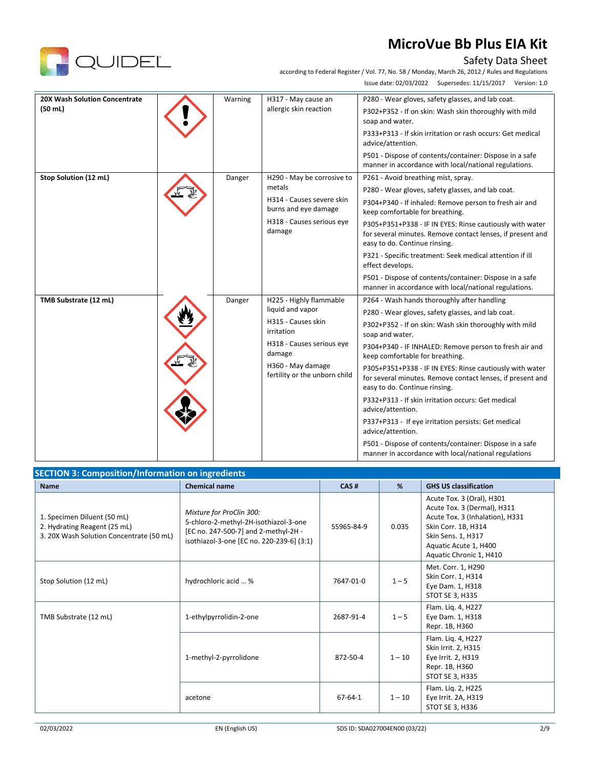| | | | | |
|---|---|---|---|---|
| **20X Wash Solution Concentrate (50 mL)** | | Warning | H317 - May cause an allergic skin reaction | P280 - Wear gloves, safety glasses, and lab coat.<br>P302+P352 - If on skin: Wash skin thoroughly with mild soap and water.<br>P333+P313 - If skin irritation or rash occurs: Get medical advice/attention.<br>P501 - Dispose of contents/container: Dispose in a safe manner in accordance with local/national regulations. |
| **Stop Solution (12 mL)** | | Danger | H290 - May be corrosive to metals<br>H314 - Causes severe skin burns and eye damage<br>H318 - Causes serious eye damage | P261 - Avoid breathing mist, spray.<br>P280 - Wear gloves, safety glasses, and lab coat.<br>P304+P340 - If inhaled: Remove person to fresh air and keep comfortable for breathing.<br>P305+P351+P338 - IF IN EYES: Rinse cautiously with water for several minutes. Remove contact lenses, if present and easy to do. Continue rinsing.<br>P321 - Specific treatment: Seek medical attention if ill effect develops.<br>P501 - Dispose of contents/container: Dispose in a safe manner in accordance with local/national regulations. |
| **TMB Substrate (12 mL)** | | Danger | H225 - Highly flammable liquid and vapor<br>H315 - Causes skin irritation<br>H318 - Causes serious eye damage<br>H360 - May damage fertility or the unborn child | P264 - Wash hands thoroughly after handling<br>P280 - Wear gloves, safety glasses, and lab coat.<br>P302+P352 - If on skin: Wash skin thoroughly with mild soap and water.<br>P304+P340 - IF INHALED: Remove person to fresh air and keep comfortable for breathing.<br>P305+P351+P338 - IF IN EYES: Rinse cautiously with water for several minutes. Remove contact lenses, if present and easy to do. Continue rinsing.<br>P332+P313 - If skin irritation occurs: Get medical advice/attention.<br>P337+P313 - If eye irritation persists: Get medical advice/attention.<br>P501 - Dispose of contents/container: Dispose in a safe manner in accordance with local/national regulations |

## SECTION 3: Composition/Information on ingredients

| Name | Chemical name | CAS # | % | GHS US classification |
|---|---|---|---|---|
| 1. Specimen Diluent (50 mL)<br>2. Hydrating Reagent (25 mL)<br>3. 20X Wash Solution Concentrate (50 mL) | *Mixture for ProClin 300:* 5-chloro-2-methyl-2H-isothiazol-3-one [EC no. 247-500-7] and 2-methyl-2H - isothiazol-3-one [EC no. 220-239-6] (3:1) | 55965-84-9 | 0.035 | Acute Tox. 3 (Oral), H301<br>Acute Tox. 3 (Dermal), H311<br>Acute Tox. 3 (Inhalation), H331<br>Skin Corr. 1B, H314<br>Skin Sens. 1, H317<br>Aquatic Acute 1, H400<br>Aquatic Chronic 1, H410 |
| Stop Solution (12 mL) | hydrochloric acid ... % | 7647-01-0 | 1 – 5 | Met. Corr. 1, H290<br>Skin Corr. 1, H314<br>Eye Dam. 1, H318<br>STOT SE 3, H335 |
| TMB Substrate (12 mL) | 1-ethylpyrrolidin-2-one | 2687-91-4 | 1 – 5 | Flam. Liq. 4, H227<br>Eye Dam. 1, H318<br>Repr. 1B, H360 |
| | 1-methyl-2-pyrrolidone | 872-50-4 | 1 – 10 | Flam. Liq. 4, H227<br>Skin Irrit. 2, H315<br>Eye Irrit. 2, H319<br>Repr. 1B, H360<br>STOT SE 3, H335 |
| | acetone | 67-64-1 | 1 – 10 | Flam. Liq. 2, H225<br>Eye Irrit. 2A, H319<br>STOT SE 3, H336 |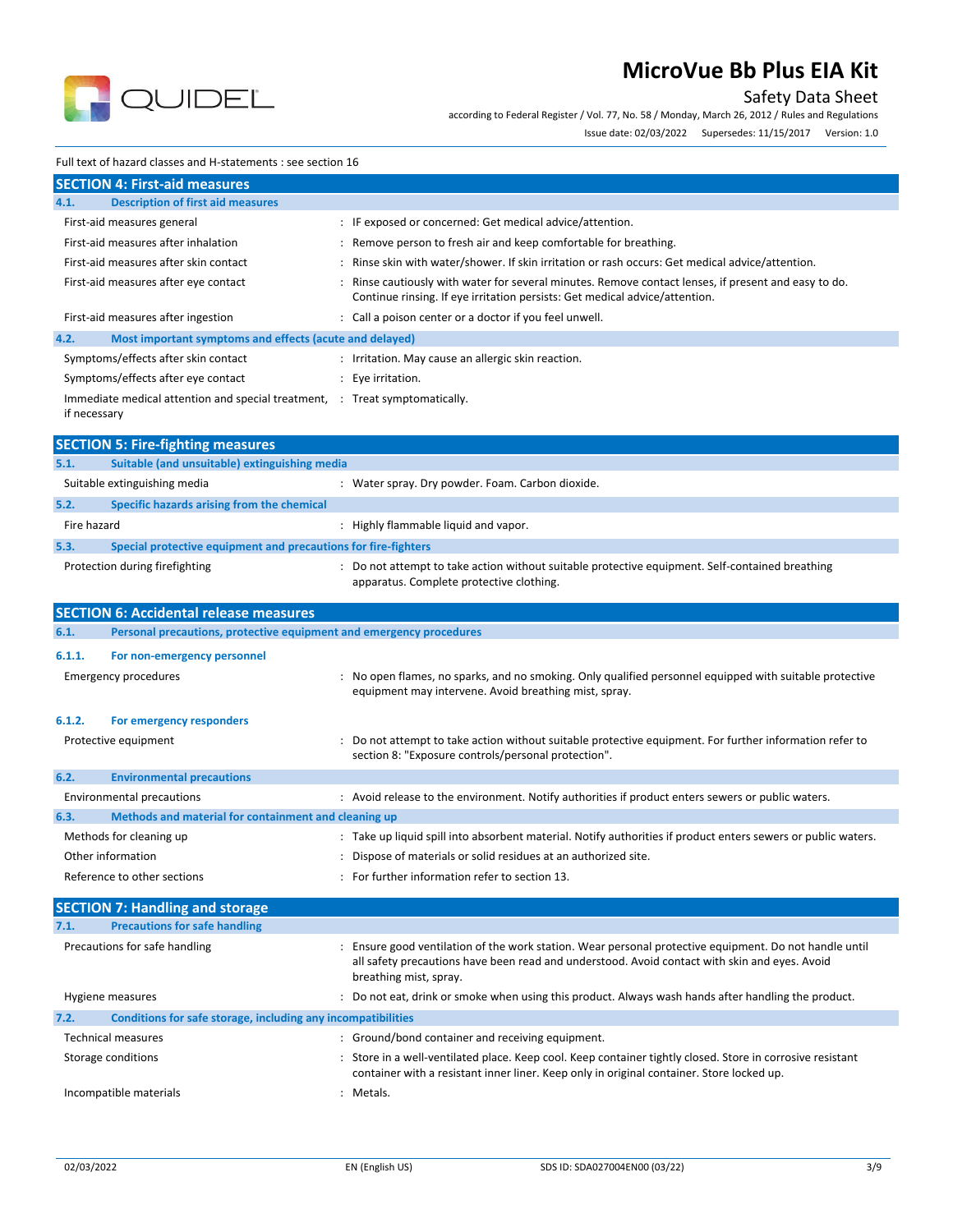Full text of hazard classes and H-statements : see section 16

## SECTION 4: First-aid measures

### 4.1. Description of first aid measures

| | |
|---|---|
| First-aid measures general | : IF exposed or concerned: Get medical advice/attention. |
| First-aid measures after inhalation | : Remove person to fresh air and keep comfortable for breathing. |
| First-aid measures after skin contact | : Rinse skin with water/shower. If skin irritation or rash occurs: Get medical advice/attention. |
| First-aid measures after eye contact | : Rinse cautiously with water for several minutes. Remove contact lenses, if present and easy to do. Continue rinsing. If eye irritation persists: Get medical advice/attention. |
| First-aid measures after ingestion | : Call a poison center or a doctor if you feel unwell. |

### 4.2. Most important symptoms and effects (acute and delayed)

| | |
|---|---|
| Symptoms/effects after skin contact | : Irritation. May cause an allergic skin reaction. |
| Symptoms/effects after eye contact | : Eye irritation. |
| Immediate medical attention and special treatment, if necessary | : Treat symptomatically. |

## SECTION 5: Fire-fighting measures

### 5.1. Suitable (and unsuitable) extinguishing media

| | |
|---|---|
| Suitable extinguishing media | : Water spray. Dry powder. Foam. Carbon dioxide. |

### 5.2. Specific hazards arising from the chemical

| | |
|---|---|
| Fire hazard | : Highly flammable liquid and vapor. |

### 5.3. Special protective equipment and precautions for fire-fighters

| | |
|---|---|
| Protection during firefighting | : Do not attempt to take action without suitable protective equipment. Self-contained breathing apparatus. Complete protective clothing. |

## SECTION 6: Accidental release measures

### 6.1. Personal precautions, protective equipment and emergency procedures

#### 6.1.1. For non-emergency personnel

| | |
|---|---|
| Emergency procedures | : No open flames, no sparks, and no smoking. Only qualified personnel equipped with suitable protective equipment may intervene. Avoid breathing mist, spray. |

#### 6.1.2. For emergency responders

| | |
|---|---|
| Protective equipment | : Do not attempt to take action without suitable protective equipment. For further information refer to section 8: "Exposure controls/personal protection". |

### 6.2. Environmental precautions

| | |
|---|---|
| Environmental precautions | : Avoid release to the environment. Notify authorities if product enters sewers or public waters. |

### 6.3. Methods and material for containment and cleaning up

| | |
|---|---|
| Methods for cleaning up | : Take up liquid spill into absorbent material. Notify authorities if product enters sewers or public waters. |
| Other information | : Dispose of materials or solid residues at an authorized site. |
| Reference to other sections | : For further information refer to section 13. |

## SECTION 7: Handling and storage

### 7.1. Precautions for safe handling

| | |
|---|---|
| Precautions for safe handling | : Ensure good ventilation of the work station. Wear personal protective equipment. Do not handle until all safety precautions have been read and understood. Avoid contact with skin and eyes. Avoid breathing mist, spray. |
| Hygiene measures | : Do not eat, drink or smoke when using this product. Always wash hands after handling the product. |

### 7.2. Conditions for safe storage, including any incompatibilities

| | |
|---|---|
| Technical measures | : Ground/bond container and receiving equipment. |
| Storage conditions | : Store in a well-ventilated place. Keep cool. Keep container tightly closed. Store in corrosive resistant container with a resistant inner liner. Keep only in original container. Store locked up. |
| Incompatible materials | : Metals. |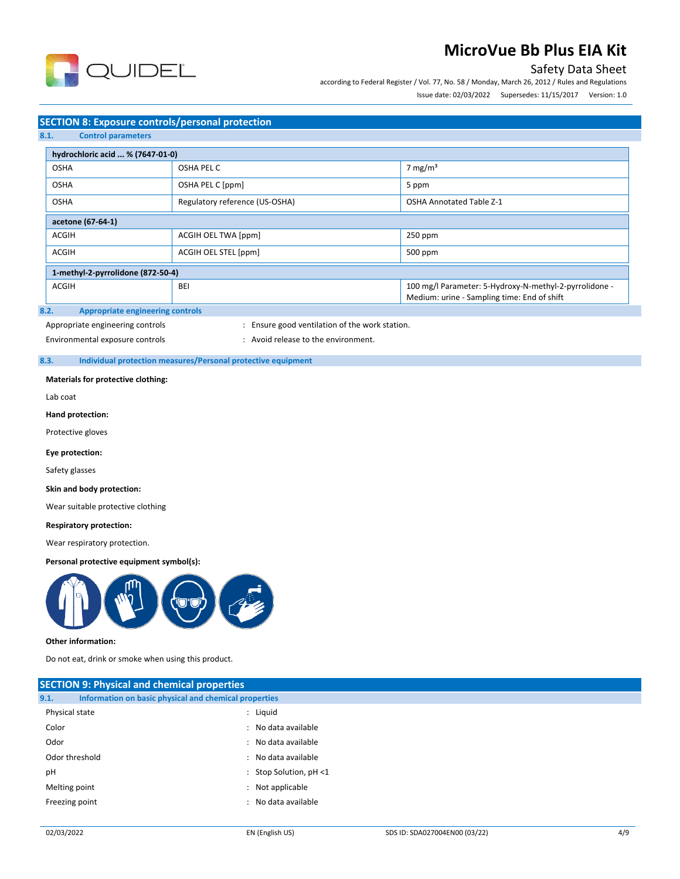## SECTION 8: Exposure controls/personal protection

### 8.1. Control parameters

| hydrochloric acid ... % (7647-01-0) | | |
|---|---|---|
| OSHA | OSHA PEL C | 7 mg/m³ |
| OSHA | OSHA PEL C [ppm] | 5 ppm |
| OSHA | Regulatory reference (US-OSHA) | OSHA Annotated Table Z-1 |
| **acetone (67-64-1)** | | |
| ACGIH | ACGIH OEL TWA [ppm] | 250 ppm |
| ACGIH | ACGIH OEL STEL [ppm] | 500 ppm |
| **1-methyl-2-pyrrolidone (872-50-4)** | | |
| ACGIH | BEI | 100 mg/l Parameter: 5-Hydroxy-N-methyl-2-pyrrolidone - Medium: urine - Sampling time: End of shift |

### 8.2. Appropriate engineering controls

Appropriate engineering controls : Ensure good ventilation of the work station.

Environmental exposure controls : Avoid release to the environment.

### 8.3. Individual protection measures/Personal protective equipment

**Materials for protective clothing:**

Lab coat

**Hand protection:**

Protective gloves

**Eye protection:**

Safety glasses

**Skin and body protection:**

Wear suitable protective clothing

**Respiratory protection:**

Wear respiratory protection.

**Personal protective equipment symbol(s):**

**Other information:**

Do not eat, drink or smoke when using this product.

## SECTION 9: Physical and chemical properties

### 9.1. Information on basic physical and chemical properties

Physical state : Liquid

Color : No data available

Odor : No data available

Odor threshold : No data available

pH : Stop Solution, pH <1

Melting point : Not applicable

Freezing point : No data available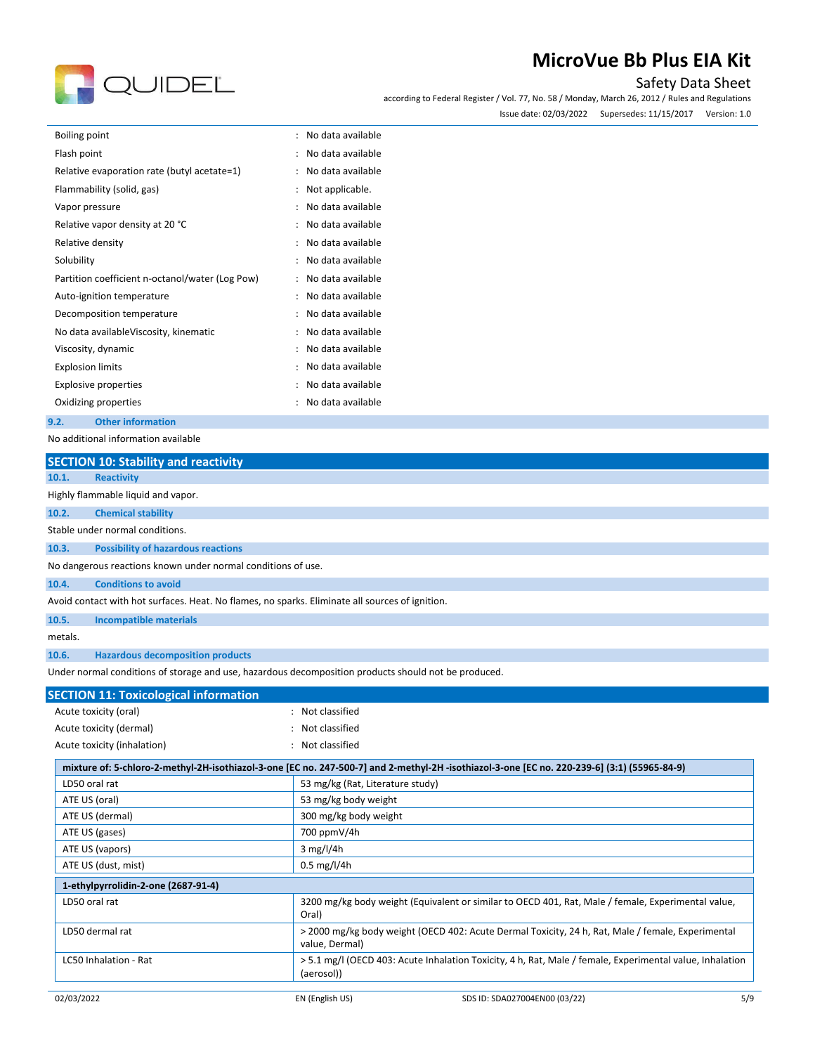| | | |
|---|---|---|
| Boiling point | : | No data available |
| Flash point | : | No data available |
| Relative evaporation rate (butyl acetate=1) | : | No data available |
| Flammability (solid, gas) | : | Not applicable. |
| Vapor pressure | : | No data available |
| Relative vapor density at 20 °C | : | No data available |
| Relative density | : | No data available |
| Solubility | : | No data available |
| Partition coefficient n-octanol/water (Log Pow) | : | No data available |
| Auto-ignition temperature | : | No data available |
| Decomposition temperature | : | No data available |
| No data availableViscosity, kinematic | : | No data available |
| Viscosity, dynamic | : | No data available |
| Explosion limits | : | No data available |
| Explosive properties | : | No data available |
| Oxidizing properties | : | No data available |

### 9.2. Other information

No additional information available

## SECTION 10: Stability and reactivity

### 10.1. Reactivity

Highly flammable liquid and vapor.

### 10.2. Chemical stability

Stable under normal conditions.

### 10.3. Possibility of hazardous reactions

No dangerous reactions known under normal conditions of use.

### 10.4. Conditions to avoid

Avoid contact with hot surfaces. Heat. No flames, no sparks. Eliminate all sources of ignition.

### 10.5. Incompatible materials

metals.

### 10.6. Hazardous decomposition products

Under normal conditions of storage and use, hazardous decomposition products should not be produced.

## SECTION 11: Toxicological information

| | | |
|---|---|---|
| Acute toxicity (oral) | : | Not classified |
| Acute toxicity (dermal) | : | Not classified |
| Acute toxicity (inhalation) | : | Not classified |

| mixture of: 5-chloro-2-methyl-2H-isothiazol-3-one [EC no. 247-500-7] and 2-methyl-2H -isothiazol-3-one [EC no. 220-239-6] (3:1) (55965-84-9) | |
|---|---|
| LD50 oral rat | 53 mg/kg (Rat, Literature study) |
| ATE US (oral) | 53 mg/kg body weight |
| ATE US (dermal) | 300 mg/kg body weight |
| ATE US (gases) | 700 ppmV/4h |
| ATE US (vapors) | 3 mg/l/4h |
| ATE US (dust, mist) | 0.5 mg/l/4h |

| 1-ethylpyrrolidin-2-one (2687-91-4) | |
|---|---|
| LD50 oral rat | 3200 mg/kg body weight (Equivalent or similar to OECD 401, Rat, Male / female, Experimental value, Oral) |
| LD50 dermal rat | > 2000 mg/kg body weight (OECD 402: Acute Dermal Toxicity, 24 h, Rat, Male / female, Experimental value, Dermal) |
| LC50 Inhalation - Rat | > 5.1 mg/l (OECD 403: Acute Inhalation Toxicity, 4 h, Rat, Male / female, Experimental value, Inhalation (aerosol)) |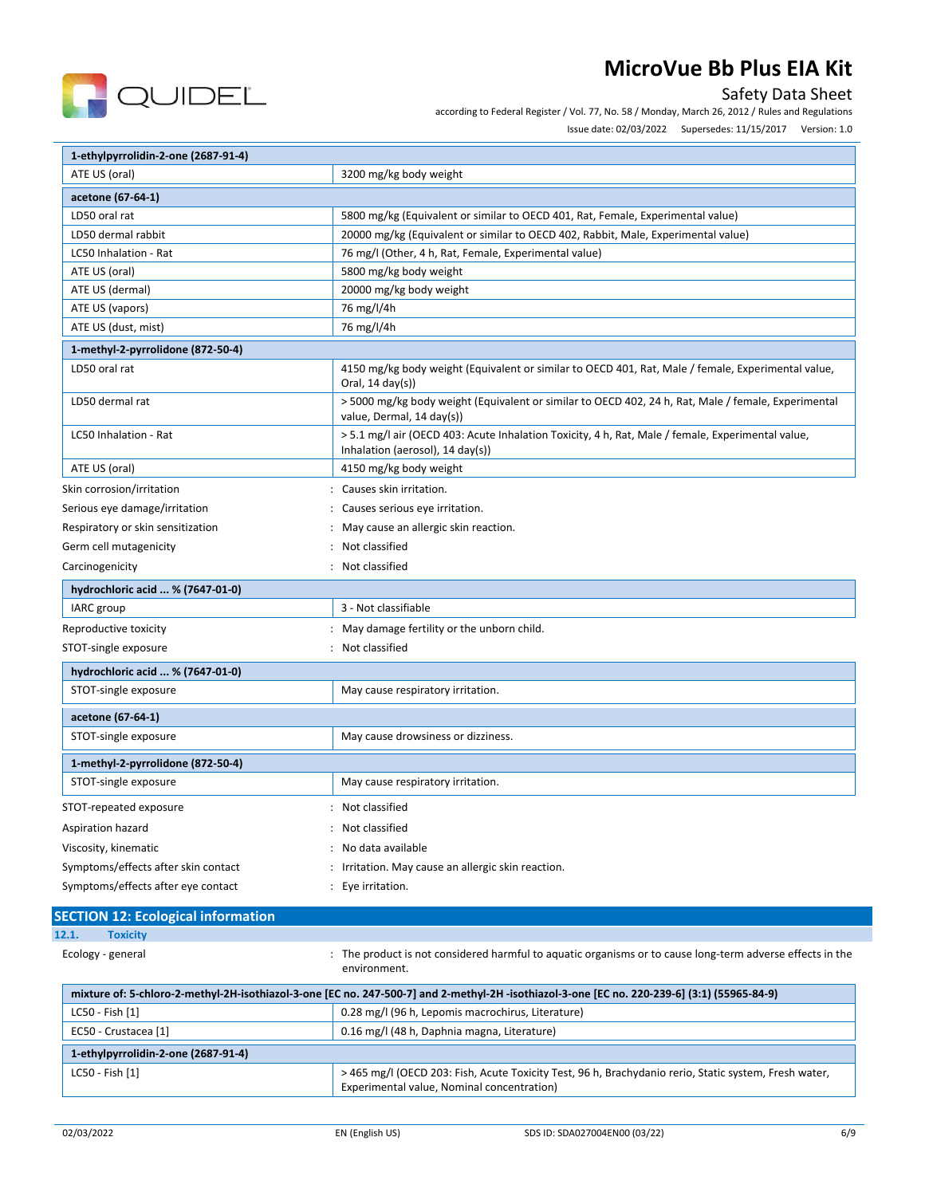| 1-ethylpyrrolidin-2-one (2687-91-4) | |
|---|---|
| ATE US (oral) | 3200 mg/kg body weight |

| acetone (67-64-1) | |
|---|---|
| LD50 oral rat | 5800 mg/kg (Equivalent or similar to OECD 401, Rat, Female, Experimental value) |
| LD50 dermal rabbit | 20000 mg/kg (Equivalent or similar to OECD 402, Rabbit, Male, Experimental value) |
| LC50 Inhalation - Rat | 76 mg/l (Other, 4 h, Rat, Female, Experimental value) |
| ATE US (oral) | 5800 mg/kg body weight |
| ATE US (dermal) | 20000 mg/kg body weight |
| ATE US (vapors) | 76 mg/l/4h |
| ATE US (dust, mist) | 76 mg/l/4h |

| 1-methyl-2-pyrrolidone (872-50-4) | |
|---|---|
| LD50 oral rat | 4150 mg/kg body weight (Equivalent or similar to OECD 401, Rat, Male / female, Experimental value, Oral, 14 day(s)) |
| LD50 dermal rat | > 5000 mg/kg body weight (Equivalent or similar to OECD 402, 24 h, Rat, Male / female, Experimental value, Dermal, 14 day(s)) |
| LC50 Inhalation - Rat | > 5.1 mg/l air (OECD 403: Acute Inhalation Toxicity, 4 h, Rat, Male / female, Experimental value, Inhalation (aerosol), 14 day(s)) |
| ATE US (oral) | 4150 mg/kg body weight |

Skin corrosion/irritation : Causes skin irritation.

Serious eye damage/irritation : Causes serious eye irritation.

Respiratory or skin sensitization : May cause an allergic skin reaction.

Germ cell mutagenicity : Not classified

Carcinogenicity : Not classified

| hydrochloric acid ... % (7647-01-0) | |
|---|---|
| IARC group | 3 - Not classifiable |

Reproductive toxicity : May damage fertility or the unborn child.

STOT-single exposure : Not classified

| hydrochloric acid ... % (7647-01-0) | |
|---|---|
| STOT-single exposure | May cause respiratory irritation. |

| acetone (67-64-1) | |
|---|---|
| STOT-single exposure | May cause drowsiness or dizziness. |

| 1-methyl-2-pyrrolidone (872-50-4) | |
|---|---|
| STOT-single exposure | May cause respiratory irritation. |

STOT-repeated exposure : Not classified

Aspiration hazard : Not classified

Viscosity, kinematic : No data available

Symptoms/effects after skin contact : Irritation. May cause an allergic skin reaction.

Symptoms/effects after eye contact : Eye irritation.

## SECTION 12: Ecological information

### 12.1. Toxicity

Ecology - general : The product is not considered harmful to aquatic organisms or to cause long-term adverse effects in the environment.

| mixture of: 5-chloro-2-methyl-2H-isothiazol-3-one [EC no. 247-500-7] and 2-methyl-2H -isothiazol-3-one [EC no. 220-239-6] (3:1) (55965-84-9) | |
|---|---|
| LC50 - Fish [1] | 0.28 mg/l (96 h, Lepomis macrochirus, Literature) |
| EC50 - Crustacea [1] | 0.16 mg/l (48 h, Daphnia magna, Literature) |

| 1-ethylpyrrolidin-2-one (2687-91-4) | |
|---|---|
| LC50 - Fish [1] | > 465 mg/l (OECD 203: Fish, Acute Toxicity Test, 96 h, Brachydanio rerio, Static system, Fresh water, Experimental value, Nominal concentration) |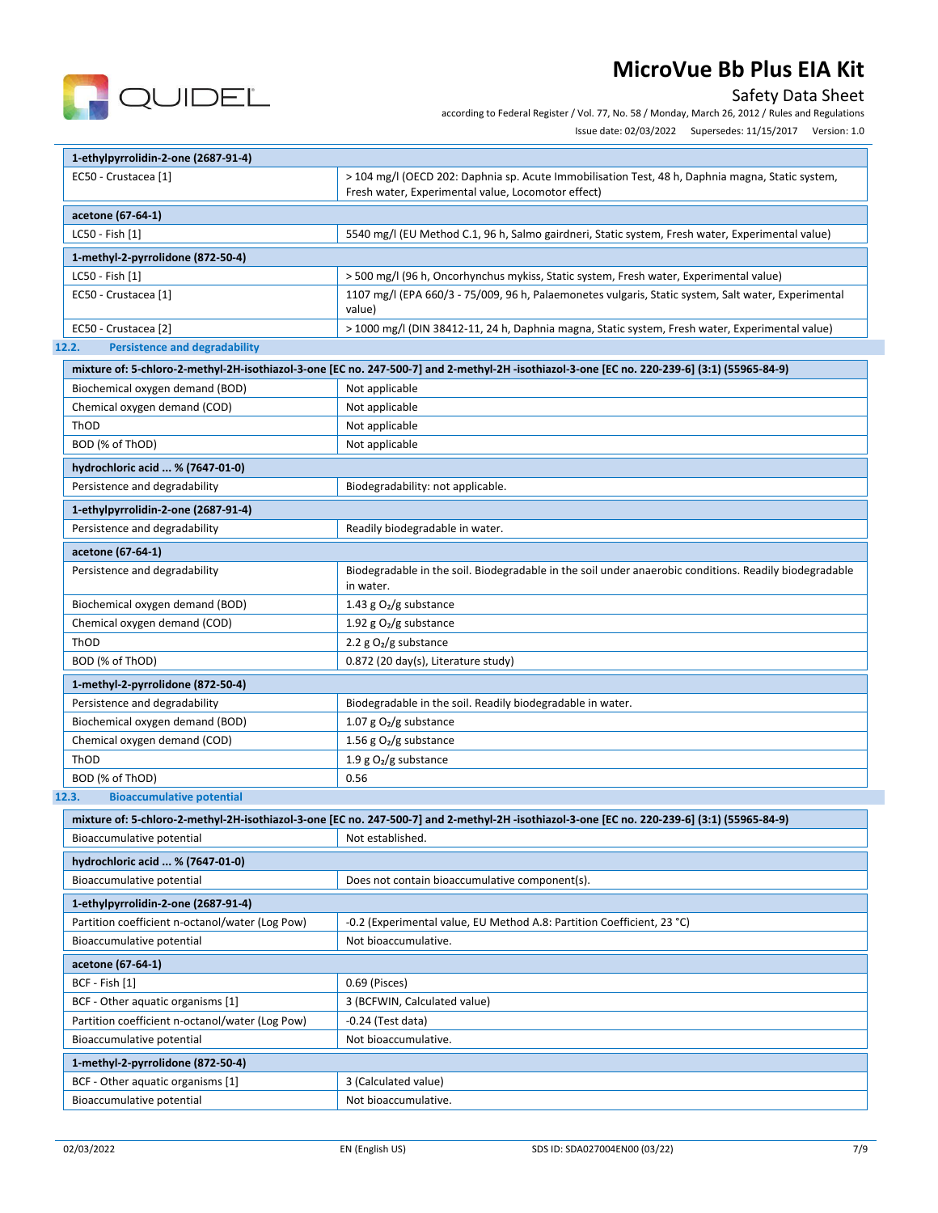| 1-ethylpyrrolidin-2-one (2687-91-4) | |
|---|---|
| EC50 - Crustacea [1] | > 104 mg/l (OECD 202: Daphnia sp. Acute Immobilisation Test, 48 h, Daphnia magna, Static system, Fresh water, Experimental value, Locomotor effect) |

| acetone (67-64-1) | |
|---|---|
| LC50 - Fish [1] | 5540 mg/l (EU Method C.1, 96 h, Salmo gairdneri, Static system, Fresh water, Experimental value) |

| 1-methyl-2-pyrrolidone (872-50-4) | |
|---|---|
| LC50 - Fish [1] | > 500 mg/l (96 h, Oncorhynchus mykiss, Static system, Fresh water, Experimental value) |
| EC50 - Crustacea [1] | 1107 mg/l (EPA 660/3 - 75/009, 96 h, Palaemonetes vulgaris, Static system, Salt water, Experimental value) |
| EC50 - Crustacea [2] | > 1000 mg/l (DIN 38412-11, 24 h, Daphnia magna, Static system, Fresh water, Experimental value) |

### 12.2. Persistence and degradability

| mixture of: 5-chloro-2-methyl-2H-isothiazol-3-one [EC no. 247-500-7] and 2-methyl-2H -isothiazol-3-one [EC no. 220-239-6] (3:1) (55965-84-9) | |
|---|---|
| Biochemical oxygen demand (BOD) | Not applicable |
| Chemical oxygen demand (COD) | Not applicable |
| ThOD | Not applicable |
| BOD (% of ThOD) | Not applicable |

| hydrochloric acid ... % (7647-01-0) | |
|---|---|
| Persistence and degradability | Biodegradability: not applicable. |

| 1-ethylpyrrolidin-2-one (2687-91-4) | |
|---|---|
| Persistence and degradability | Readily biodegradable in water. |

| acetone (67-64-1) | |
|---|---|
| Persistence and degradability | Biodegradable in the soil. Biodegradable in the soil under anaerobic conditions. Readily biodegradable in water. |
| Biochemical oxygen demand (BOD) | 1.43 g $O_2$/g substance |
| Chemical oxygen demand (COD) | 1.92 g $O_2$/g substance |
| ThOD | 2.2 g $O_2$/g substance |
| BOD (% of ThOD) | 0.872 (20 day(s), Literature study) |

| 1-methyl-2-pyrrolidone (872-50-4) | |
|---|---|
| Persistence and degradability | Biodegradable in the soil. Readily biodegradable in water. |
| Biochemical oxygen demand (BOD) | 1.07 g $O_2$/g substance |
| Chemical oxygen demand (COD) | 1.56 g $O_2$/g substance |
| ThOD | 1.9 g $O_2$/g substance |
| BOD (% of ThOD) | 0.56 |

### 12.3. Bioaccumulative potential

| mixture of: 5-chloro-2-methyl-2H-isothiazol-3-one [EC no. 247-500-7] and 2-methyl-2H -isothiazol-3-one [EC no. 220-239-6] (3:1) (55965-84-9) | |
|---|---|
| Bioaccumulative potential | Not established. |

| hydrochloric acid ... % (7647-01-0) | |
|---|---|
| Bioaccumulative potential | Does not contain bioaccumulative component(s). |

| 1-ethylpyrrolidin-2-one (2687-91-4) | |
|---|---|
| Partition coefficient n-octanol/water (Log Pow) | -0.2 (Experimental value, EU Method A.8: Partition Coefficient, 23 °C) |
| Bioaccumulative potential | Not bioaccumulative. |

| acetone (67-64-1) | |
|---|---|
| BCF - Fish [1] | 0.69 (Pisces) |
| BCF - Other aquatic organisms [1] | 3 (BCFWIN, Calculated value) |
| Partition coefficient n-octanol/water (Log Pow) | -0.24 (Test data) |
| Bioaccumulative potential | Not bioaccumulative. |

| 1-methyl-2-pyrrolidone (872-50-4) | |
|---|---|
| BCF - Other aquatic organisms [1] | 3 (Calculated value) |
| Bioaccumulative potential | Not bioaccumulative. |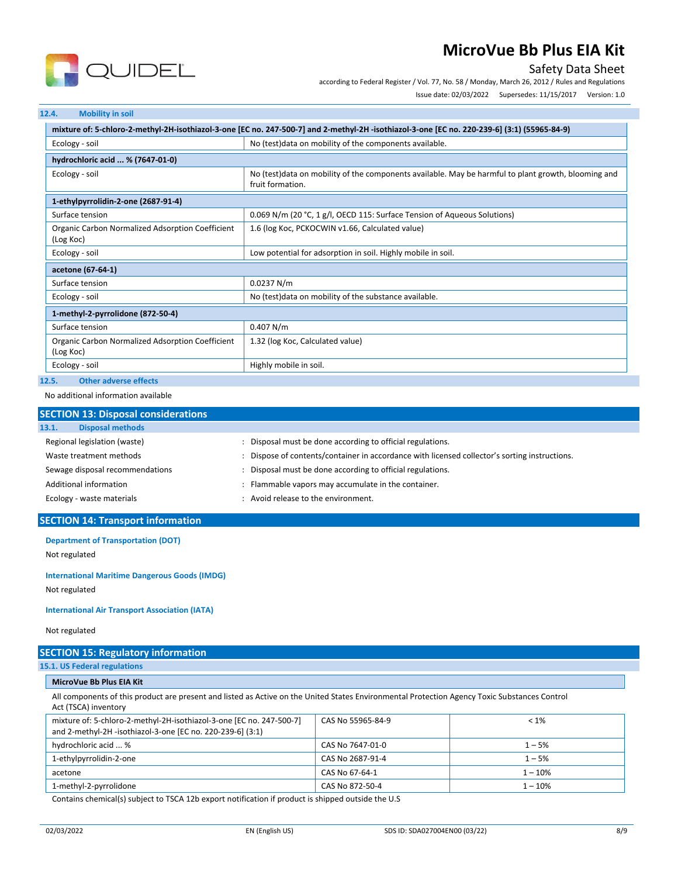### 12.4. Mobility in soil

| mixture of: 5-chloro-2-methyl-2H-isothiazol-3-one [EC no. 247-500-7] and 2-methyl-2H -isothiazol-3-one [EC no. 220-239-6] (3:1) (55965-84-9) | |
|---|---|
| Ecology - soil | No (test)data on mobility of the components available. |
| **hydrochloric acid ... % (7647-01-0)** | |
| Ecology - soil | No (test)data on mobility of the components available. May be harmful to plant growth, blooming and fruit formation. |
| **1-ethylpyrrolidin-2-one (2687-91-4)** | |
| Surface tension | 0.069 N/m (20 °C, 1 g/l, OECD 115: Surface Tension of Aqueous Solutions) |
| Organic Carbon Normalized Adsorption Coefficient (Log Koc) | 1.6 (log Koc, PCKOCWIN v1.66, Calculated value) |
| Ecology - soil | Low potential for adsorption in soil. Highly mobile in soil. |
| **acetone (67-64-1)** | |
| Surface tension | 0.0237 N/m |
| Ecology - soil | No (test)data on mobility of the substance available. |
| **1-methyl-2-pyrrolidone (872-50-4)** | |
| Surface tension | 0.407 N/m |
| Organic Carbon Normalized Adsorption Coefficient (Log Koc) | 1.32 (log Koc, Calculated value) |
| Ecology - soil | Highly mobile in soil. |

### 12.5. Other adverse effects

No additional information available

## SECTION 13: Disposal considerations

### 13.1. Disposal methods

Regional legislation (waste) : Disposal must be done according to official regulations.

Waste treatment methods : Dispose of contents/container in accordance with licensed collector's sorting instructions.

Sewage disposal recommendations : Disposal must be done according to official regulations.

Additional information : Flammable vapors may accumulate in the container.

Ecology - waste materials : Avoid release to the environment.

## SECTION 14: Transport information

**Department of Transportation (DOT)**

Not regulated

**International Maritime Dangerous Goods (IMDG)**

Not regulated

**International Air Transport Association (IATA)**

Not regulated

## SECTION 15: Regulatory information

### 15.1. US Federal regulations

**MicroVue Bb Plus EIA Kit**

All components of this product are present and listed as Active on the United States Environmental Protection Agency Toxic Substances Control Act (TSCA) inventory

| | | |
|---|---|---|
| mixture of: 5-chloro-2-methyl-2H-isothiazol-3-one [EC no. 247-500-7] and 2-methyl-2H -isothiazol-3-one [EC no. 220-239-6] (3:1) | CAS No 55965-84-9 | < 1% |
| hydrochloric acid ... % | CAS No 7647-01-0 | 1 – 5% |
| 1-ethylpyrrolidin-2-one | CAS No 2687-91-4 | 1 – 5% |
| acetone | CAS No 67-64-1 | 1 – 10% |
| 1-methyl-2-pyrrolidone | CAS No 872-50-4 | 1 – 10% |

Contains chemical(s) subject to TSCA 12b export notification if product is shipped outside the U.S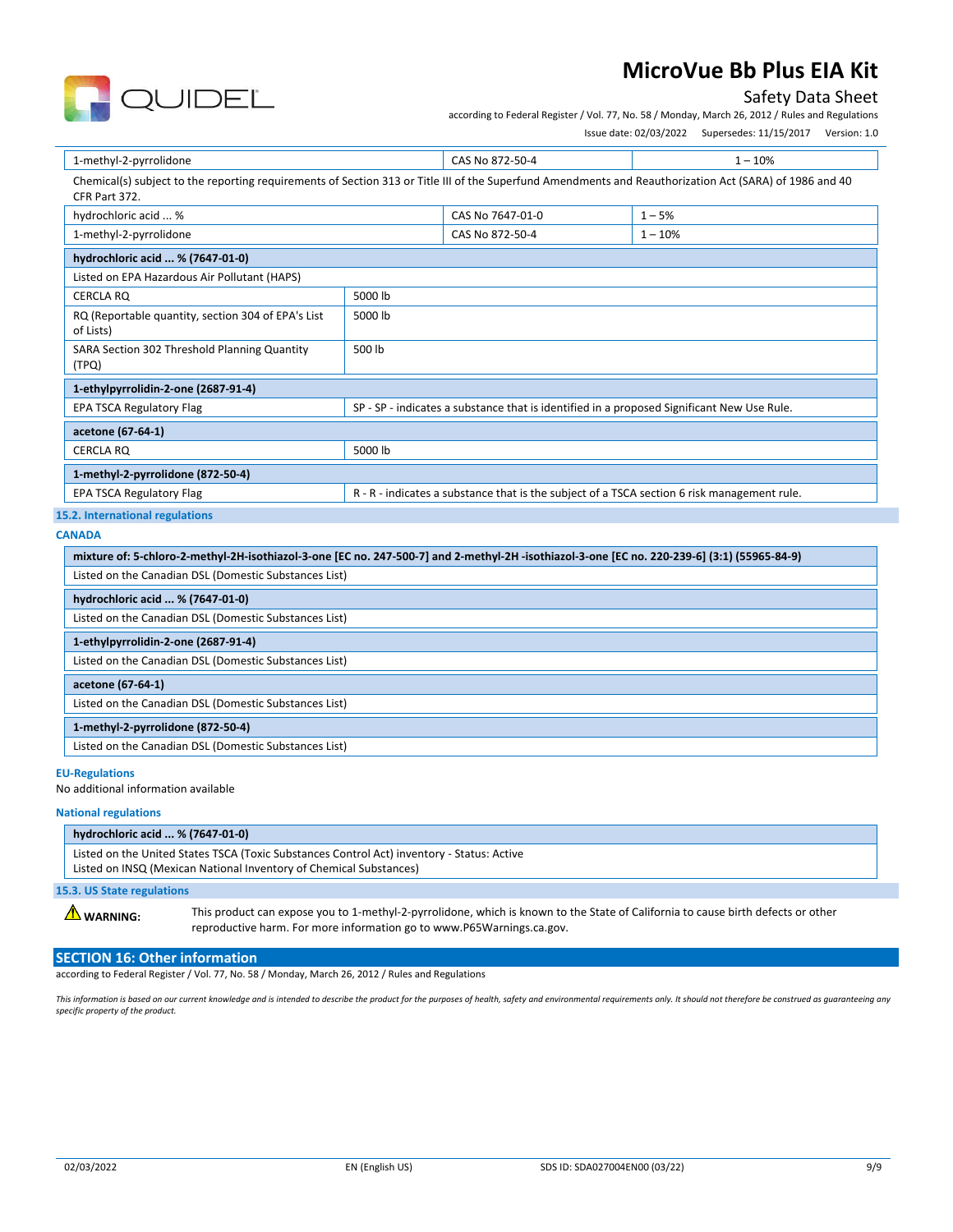| | | |
|---|---|---|
| 1-methyl-2-pyrrolidone | CAS No 872-50-4 | 1 – 10% |

Chemical(s) subject to the reporting requirements of Section 313 or Title III of the Superfund Amendments and Reauthorization Act (SARA) of 1986 and 40 CFR Part 372.

| | | |
|---|---|---|
| hydrochloric acid ... % | CAS No 7647-01-0 | 1 – 5% |
| 1-methyl-2-pyrrolidone | CAS No 872-50-4 | 1 – 10% |

| **hydrochloric acid ... % (7647-01-0)** | |
|---|---|
| Listed on EPA Hazardous Air Pollutant (HAPS) | |
| CERCLA RQ | 5000 lb |
| RQ (Reportable quantity, section 304 of EPA's List of Lists) | 5000 lb |
| SARA Section 302 Threshold Planning Quantity (TPQ) | 500 lb |

| **1-ethylpyrrolidin-2-one (2687-91-4)** | |
|---|---|
| EPA TSCA Regulatory Flag | SP - SP - indicates a substance that is identified in a proposed Significant New Use Rule. |

| **acetone (67-64-1)** | |
|---|---|
| CERCLA RQ | 5000 lb |

| **1-methyl-2-pyrrolidone (872-50-4)** | |
|---|---|
| EPA TSCA Regulatory Flag | R - R - indicates a substance that is the subject of a TSCA section 6 risk management rule. |

### 15.2. International regulations

**CANADA**

| **mixture of: 5-chloro-2-methyl-2H-isothiazol-3-one [EC no. 247-500-7] and 2-methyl-2H -isothiazol-3-one [EC no. 220-239-6] (3:1) (55965-84-9)** |
|---|
| Listed on the Canadian DSL (Domestic Substances List) |

| **hydrochloric acid ... % (7647-01-0)** |
|---|
| Listed on the Canadian DSL (Domestic Substances List) |

| **1-ethylpyrrolidin-2-one (2687-91-4)** |
|---|
| Listed on the Canadian DSL (Domestic Substances List) |

| **acetone (67-64-1)** |
|---|
| Listed on the Canadian DSL (Domestic Substances List) |

| **1-methyl-2-pyrrolidone (872-50-4)** |
|---|
| Listed on the Canadian DSL (Domestic Substances List) |

**EU-Regulations**

No additional information available

**National regulations**

| **hydrochloric acid ... % (7647-01-0)** |
|---|
| Listed on the United States TSCA (Toxic Substances Control Act) inventory - Status: Active<br>Listed on INSQ (Mexican National Inventory of Chemical Substances) |

### 15.3. US State regulations

**WARNING:** This product can expose you to 1-methyl-2-pyrrolidone, which is known to the State of California to cause birth defects or other reproductive harm. For more information go to www.P65Warnings.ca.gov.

## SECTION 16: Other information

according to Federal Register / Vol. 77, No. 58 / Monday, March 26, 2012 / Rules and Regulations

*This information is based on our current knowledge and is intended to describe the product for the purposes of health, safety and environmental requirements only. It should not therefore be construed as guaranteeing any specific property of the product.*